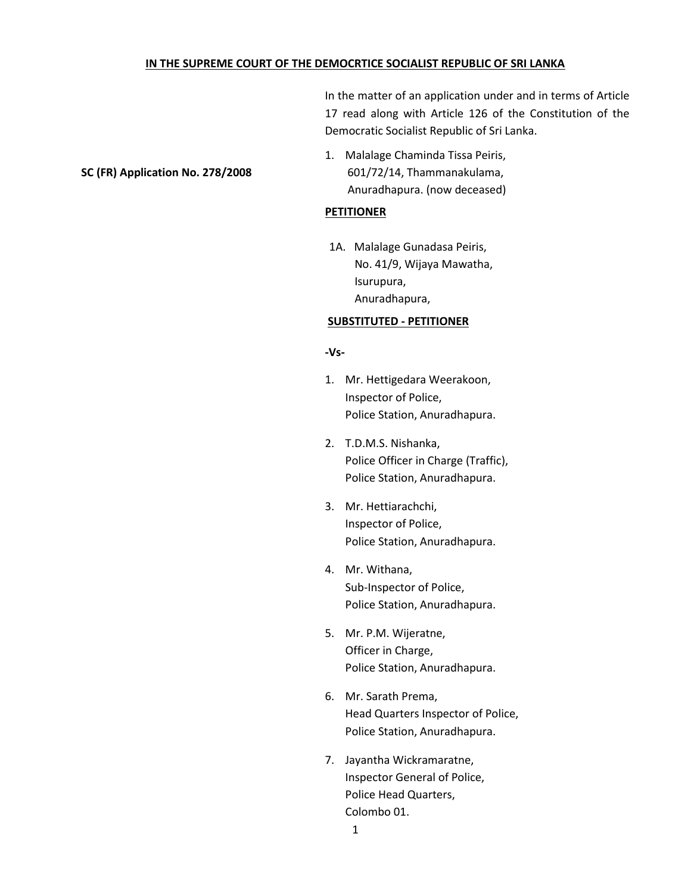**IN THE SUPREME COURT OF THE DEMOCRTICE SOCIALIST REPUBLIC OF SRI LANKA**

In the matter of an application under and in terms of Article 17 read along with Article 126 of the Constitution of the Democratic Socialist Republic of Sri Lanka.

**SC (FR) Application No. 278/2008**

1. Malalage Chaminda Tissa Peiris,
   601/72/14, Thammanakulama,
   Anuradhapura. (now deceased)

**PETITIONER**

1A. Malalage Gunadasa Peiris,
   No. 41/9, Wijaya Mawatha,
   Isurupura,
   Anuradhapura,

**SUBSTITUTED - PETITIONER**

**-Vs-**

1. Mr. Hettigedara Weerakoon,
   Inspector of Police,
   Police Station, Anuradhapura.

2. T.D.M.S. Nishanka,
   Police Officer in Charge (Traffic),
   Police Station, Anuradhapura.

3. Mr. Hettiarachchi,
   Inspector of Police,
   Police Station, Anuradhapura.

4. Mr. Withana,
   Sub-Inspector of Police,
   Police Station, Anuradhapura.

5. Mr. P.M. Wijeratne,
   Officer in Charge,
   Police Station, Anuradhapura.

6. Mr. Sarath Prema,
   Head Quarters Inspector of Police,
   Police Station, Anuradhapura.

7. Jayantha Wickramaratne,
   Inspector General of Police,
   Police Head Quarters,
   Colombo 01.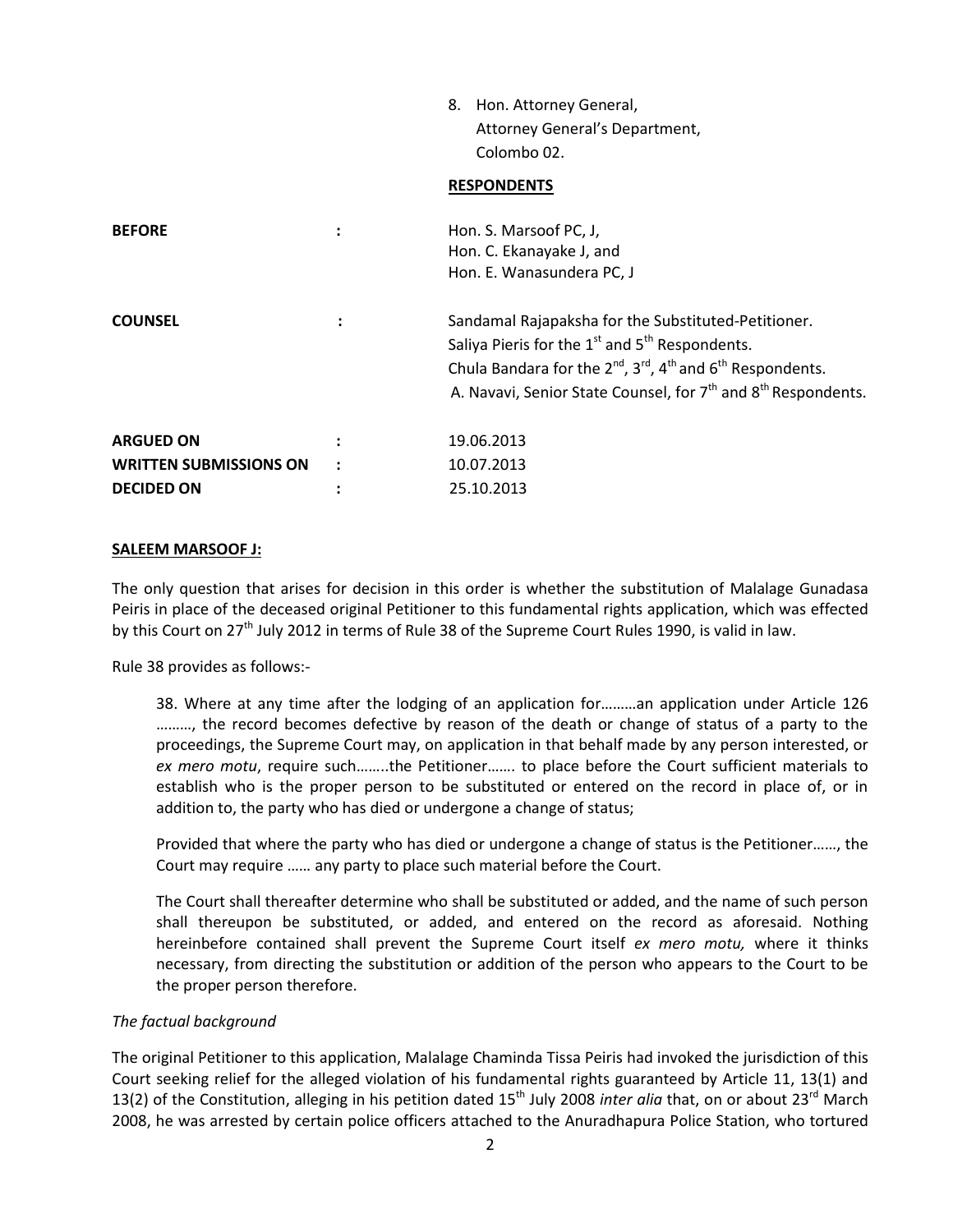8. Hon. Attorney General,
   Attorney General's Department,
   Colombo 02.

**RESPONDENTS**

| | | |
|---|---|---|
| **BEFORE** | : | Hon. S. Marsoof PC, J,<br>Hon. C. Ekanayake J, and<br>Hon. E. Wanasundera PC, J |
| **COUNSEL** | : | Sandamal Rajapaksha for the Substituted-Petitioner.<br>Saliya Pieris for the 1st and 5th Respondents.<br>Chula Bandara for the 2nd, 3rd, 4th and 6th Respondents.<br>A. Navavi, Senior State Counsel, for 7th and 8th Respondents. |
| **ARGUED ON** | : | 19.06.2013 |
| **WRITTEN SUBMISSIONS ON** | : | 10.07.2013 |
| **DECIDED ON** | : | 25.10.2013 |

**SALEEM MARSOOF J:**

The only question that arises for decision in this order is whether the substitution of Malalage Gunadasa Peiris in place of the deceased original Petitioner to this fundamental rights application, which was effected by this Court on 27th July 2012 in terms of Rule 38 of the Supreme Court Rules 1990, is valid in law.

Rule 38 provides as follows:-

> 38. Where at any time after the lodging of an application for………an application under Article 126 ………, the record becomes defective by reason of the death or change of status of a party to the proceedings, the Supreme Court may, on application in that behalf made by any person interested, or *ex mero motu*, require such……..the Petitioner……. to place before the Court sufficient materials to establish who is the proper person to be substituted or entered on the record in place of, or in addition to, the party who has died or undergone a change of status;
>
> Provided that where the party who has died or undergone a change of status is the Petitioner……, the Court may require …… any party to place such material before the Court.
>
> The Court shall thereafter determine who shall be substituted or added, and the name of such person shall thereupon be substituted, or added, and entered on the record as aforesaid. Nothing hereinbefore contained shall prevent the Supreme Court itself *ex mero motu,* where it thinks necessary, from directing the substitution or addition of the person who appears to the Court to be the proper person therefore.

*The factual background*

The original Petitioner to this application, Malalage Chaminda Tissa Peiris had invoked the jurisdiction of this Court seeking relief for the alleged violation of his fundamental rights guaranteed by Article 11, 13(1) and 13(2) of the Constitution, alleging in his petition dated 15th July 2008 *inter alia* that, on or about 23rd March 2008, he was arrested by certain police officers attached to the Anuradhapura Police Station, who tortured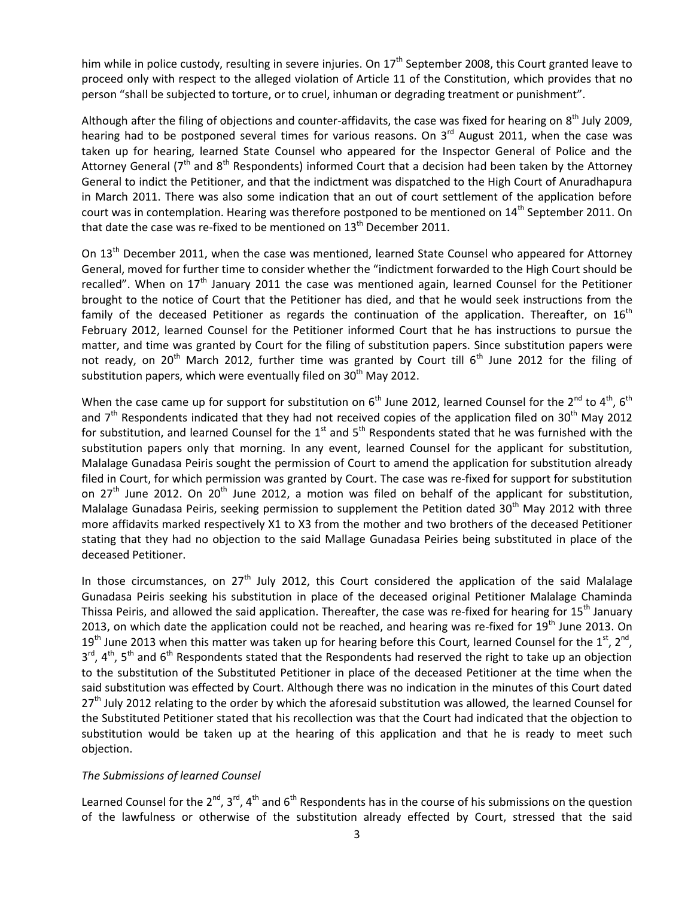him while in police custody, resulting in severe injuries. On 17th September 2008, this Court granted leave to proceed only with respect to the alleged violation of Article 11 of the Constitution, which provides that no person "shall be subjected to torture, or to cruel, inhuman or degrading treatment or punishment".

Although after the filing of objections and counter-affidavits, the case was fixed for hearing on 8th July 2009, hearing had to be postponed several times for various reasons. On 3rd August 2011, when the case was taken up for hearing, learned State Counsel who appeared for the Inspector General of Police and the Attorney General (7th and 8th Respondents) informed Court that a decision had been taken by the Attorney General to indict the Petitioner, and that the indictment was dispatched to the High Court of Anuradhapura in March 2011. There was also some indication that an out of court settlement of the application before court was in contemplation. Hearing was therefore postponed to be mentioned on 14th September 2011. On that date the case was re-fixed to be mentioned on 13th December 2011.

On 13th December 2011, when the case was mentioned, learned State Counsel who appeared for Attorney General, moved for further time to consider whether the "indictment forwarded to the High Court should be recalled". When on 17th January 2011 the case was mentioned again, learned Counsel for the Petitioner brought to the notice of Court that the Petitioner has died, and that he would seek instructions from the family of the deceased Petitioner as regards the continuation of the application. Thereafter, on 16th February 2012, learned Counsel for the Petitioner informed Court that he has instructions to pursue the matter, and time was granted by Court for the filing of substitution papers. Since substitution papers were not ready, on 20th March 2012, further time was granted by Court till 6th June 2012 for the filing of substitution papers, which were eventually filed on 30th May 2012.

When the case came up for support for substitution on 6th June 2012, learned Counsel for the 2nd to 4th, 6th and 7th Respondents indicated that they had not received copies of the application filed on 30th May 2012 for substitution, and learned Counsel for the 1st and 5th Respondents stated that he was furnished with the substitution papers only that morning. In any event, learned Counsel for the applicant for substitution, Malalage Gunadasa Peiris sought the permission of Court to amend the application for substitution already filed in Court, for which permission was granted by Court. The case was re-fixed for support for substitution on 27th June 2012. On 20th June 2012, a motion was filed on behalf of the applicant for substitution, Malalage Gunadasa Peiris, seeking permission to supplement the Petition dated 30th May 2012 with three more affidavits marked respectively X1 to X3 from the mother and two brothers of the deceased Petitioner stating that they had no objection to the said Mallage Gunadasa Peiries being substituted in place of the deceased Petitioner.

In those circumstances, on 27th July 2012, this Court considered the application of the said Malalage Gunadasa Peiris seeking his substitution in place of the deceased original Petitioner Malalage Chaminda Thissa Peiris, and allowed the said application. Thereafter, the case was re-fixed for hearing for 15th January 2013, on which date the application could not be reached, and hearing was re-fixed for 19th June 2013. On 19th June 2013 when this matter was taken up for hearing before this Court, learned Counsel for the 1st, 2nd, 3rd, 4th, 5th and 6th Respondents stated that the Respondents had reserved the right to take up an objection to the substitution of the Substituted Petitioner in place of the deceased Petitioner at the time when the said substitution was effected by Court. Although there was no indication in the minutes of this Court dated 27th July 2012 relating to the order by which the aforesaid substitution was allowed, the learned Counsel for the Substituted Petitioner stated that his recollection was that the Court had indicated that the objection to substitution would be taken up at the hearing of this application and that he is ready to meet such objection.

*The Submissions of learned Counsel*

Learned Counsel for the 2nd, 3rd, 4th and 6th Respondents has in the course of his submissions on the question of the lawfulness or otherwise of the substitution already effected by Court, stressed that the said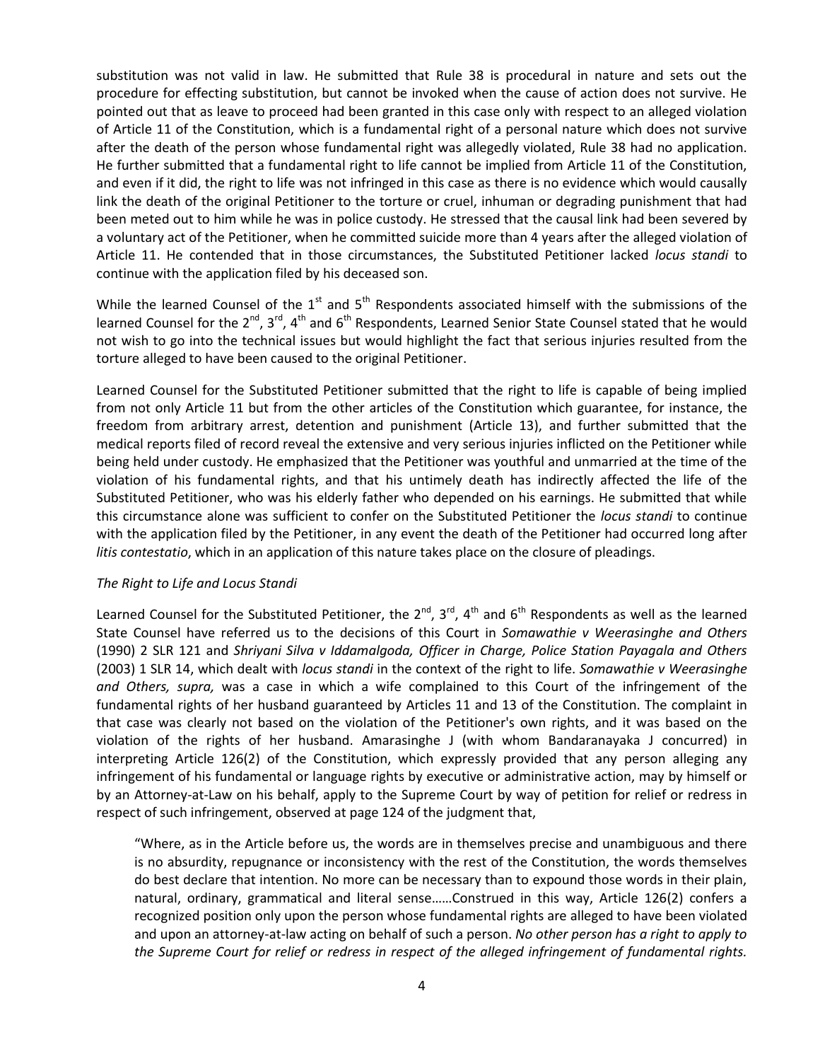substitution was not valid in law. He submitted that Rule 38 is procedural in nature and sets out the procedure for effecting substitution, but cannot be invoked when the cause of action does not survive. He pointed out that as leave to proceed had been granted in this case only with respect to an alleged violation of Article 11 of the Constitution, which is a fundamental right of a personal nature which does not survive after the death of the person whose fundamental right was allegedly violated, Rule 38 had no application. He further submitted that a fundamental right to life cannot be implied from Article 11 of the Constitution, and even if it did, the right to life was not infringed in this case as there is no evidence which would causally link the death of the original Petitioner to the torture or cruel, inhuman or degrading punishment that had been meted out to him while he was in police custody. He stressed that the causal link had been severed by a voluntary act of the Petitioner, when he committed suicide more than 4 years after the alleged violation of Article 11. He contended that in those circumstances, the Substituted Petitioner lacked *locus standi* to continue with the application filed by his deceased son.

While the learned Counsel of the 1st and 5th Respondents associated himself with the submissions of the learned Counsel for the 2nd, 3rd, 4th and 6th Respondents, Learned Senior State Counsel stated that he would not wish to go into the technical issues but would highlight the fact that serious injuries resulted from the torture alleged to have been caused to the original Petitioner.

Learned Counsel for the Substituted Petitioner submitted that the right to life is capable of being implied from not only Article 11 but from the other articles of the Constitution which guarantee, for instance, the freedom from arbitrary arrest, detention and punishment (Article 13), and further submitted that the medical reports filed of record reveal the extensive and very serious injuries inflicted on the Petitioner while being held under custody. He emphasized that the Petitioner was youthful and unmarried at the time of the violation of his fundamental rights, and that his untimely death has indirectly affected the life of the Substituted Petitioner, who was his elderly father who depended on his earnings. He submitted that while this circumstance alone was sufficient to confer on the Substituted Petitioner the *locus standi* to continue with the application filed by the Petitioner, in any event the death of the Petitioner had occurred long after *litis contestatio*, which in an application of this nature takes place on the closure of pleadings.

*The Right to Life and Locus Standi*

Learned Counsel for the Substituted Petitioner, the 2nd, 3rd, 4th and 6th Respondents as well as the learned State Counsel have referred us to the decisions of this Court in *Somawathie v Weerasinghe and Others* (1990) 2 SLR 121 and *Shriyani Silva v Iddamalgoda, Officer in Charge, Police Station Payagala and Others* (2003) 1 SLR 14, which dealt with *locus standi* in the context of the right to life. *Somawathie v Weerasinghe and Others, supra,* was a case in which a wife complained to this Court of the infringement of the fundamental rights of her husband guaranteed by Articles 11 and 13 of the Constitution. The complaint in that case was clearly not based on the violation of the Petitioner's own rights, and it was based on the violation of the rights of her husband. Amarasinghe J (with whom Bandaranayaka J concurred) in interpreting Article 126(2) of the Constitution, which expressly provided that any person alleging any infringement of his fundamental or language rights by executive or administrative action, may by himself or by an Attorney-at-Law on his behalf, apply to the Supreme Court by way of petition for relief or redress in respect of such infringement, observed at page 124 of the judgment that,

> "Where, as in the Article before us, the words are in themselves precise and unambiguous and there is no absurdity, repugnance or inconsistency with the rest of the Constitution, the words themselves do best declare that intention. No more can be necessary than to expound those words in their plain, natural, ordinary, grammatical and literal sense……Construed in this way, Article 126(2) confers a recognized position only upon the person whose fundamental rights are alleged to have been violated and upon an attorney-at-law acting on behalf of such a person. *No other person has a right to apply to the Supreme Court for relief or redress in respect of the alleged infringement of fundamental rights.*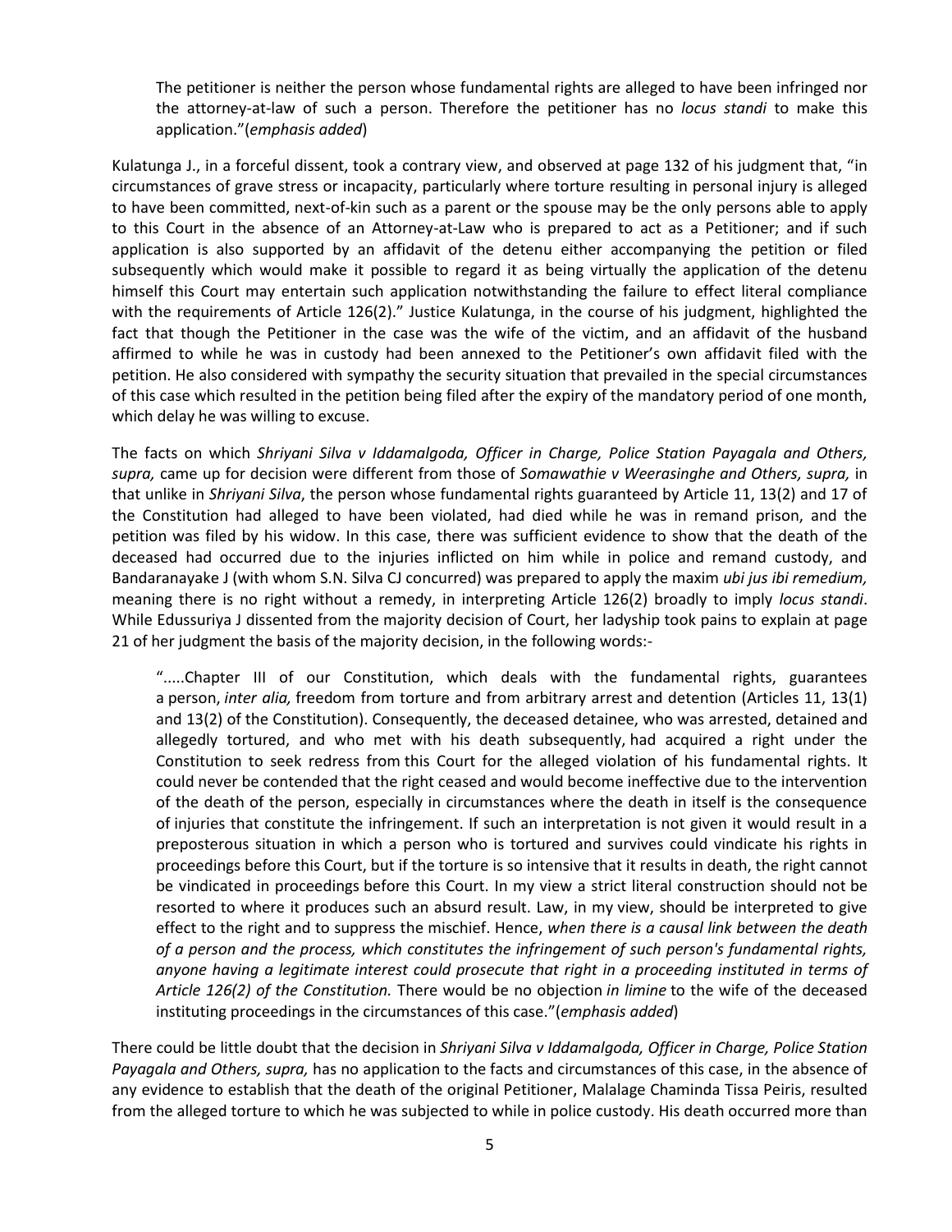> The petitioner is neither the person whose fundamental rights are alleged to have been infringed nor the attorney-at-law of such a person. Therefore the petitioner has no *locus standi* to make this application."(*emphasis added*)

Kulatunga J., in a forceful dissent, took a contrary view, and observed at page 132 of his judgment that, "in circumstances of grave stress or incapacity, particularly where torture resulting in personal injury is alleged to have been committed, next-of-kin such as a parent or the spouse may be the only persons able to apply to this Court in the absence of an Attorney-at-Law who is prepared to act as a Petitioner; and if such application is also supported by an affidavit of the detenu either accompanying the petition or filed subsequently which would make it possible to regard it as being virtually the application of the detenu himself this Court may entertain such application notwithstanding the failure to effect literal compliance with the requirements of Article 126(2)." Justice Kulatunga, in the course of his judgment, highlighted the fact that though the Petitioner in the case was the wife of the victim, and an affidavit of the husband affirmed to while he was in custody had been annexed to the Petitioner's own affidavit filed with the petition. He also considered with sympathy the security situation that prevailed in the special circumstances of this case which resulted in the petition being filed after the expiry of the mandatory period of one month, which delay he was willing to excuse.

The facts on which *Shriyani Silva v Iddamalgoda, Officer in Charge, Police Station Payagala and Others, supra,* came up for decision were different from those of *Somawathie v Weerasinghe and Others, supra,* in that unlike in *Shriyani Silva*, the person whose fundamental rights guaranteed by Article 11, 13(2) and 17 of the Constitution had alleged to have been violated, had died while he was in remand prison, and the petition was filed by his widow. In this case, there was sufficient evidence to show that the death of the deceased had occurred due to the injuries inflicted on him while in police and remand custody, and Bandaranayake J (with whom S.N. Silva CJ concurred) was prepared to apply the maxim *ubi jus ibi remedium,* meaning there is no right without a remedy, in interpreting Article 126(2) broadly to imply *locus standi*. While Edussuriya J dissented from the majority decision of Court, her ladyship took pains to explain at page 21 of her judgment the basis of the majority decision, in the following words:-

> ".....Chapter III of our Constitution, which deals with the fundamental rights, guarantees a person, *inter alia,* freedom from torture and from arbitrary arrest and detention (Articles 11, 13(1) and 13(2) of the Constitution). Consequently, the deceased detainee, who was arrested, detained and allegedly tortured, and who met with his death subsequently, had acquired a right under the Constitution to seek redress from this Court for the alleged violation of his fundamental rights. It could never be contended that the right ceased and would become ineffective due to the intervention of the death of the person, especially in circumstances where the death in itself is the consequence of injuries that constitute the infringement. If such an interpretation is not given it would result in a preposterous situation in which a person who is tortured and survives could vindicate his rights in proceedings before this Court, but if the torture is so intensive that it results in death, the right cannot be vindicated in proceedings before this Court. In my view a strict literal construction should not be resorted to where it produces such an absurd result. Law, in my view, should be interpreted to give effect to the right and to suppress the mischief. Hence, *when there is a causal link between the death of a person and the process, which constitutes the infringement of such person's fundamental rights, anyone having a legitimate interest could prosecute that right in a proceeding instituted in terms of Article 126(2) of the Constitution.* There would be no objection *in limine* to the wife of the deceased instituting proceedings in the circumstances of this case."(*emphasis added*)

There could be little doubt that the decision in *Shriyani Silva v Iddamalgoda, Officer in Charge, Police Station Payagala and Others, supra,* has no application to the facts and circumstances of this case, in the absence of any evidence to establish that the death of the original Petitioner, Malalage Chaminda Tissa Peiris, resulted from the alleged torture to which he was subjected to while in police custody. His death occurred more than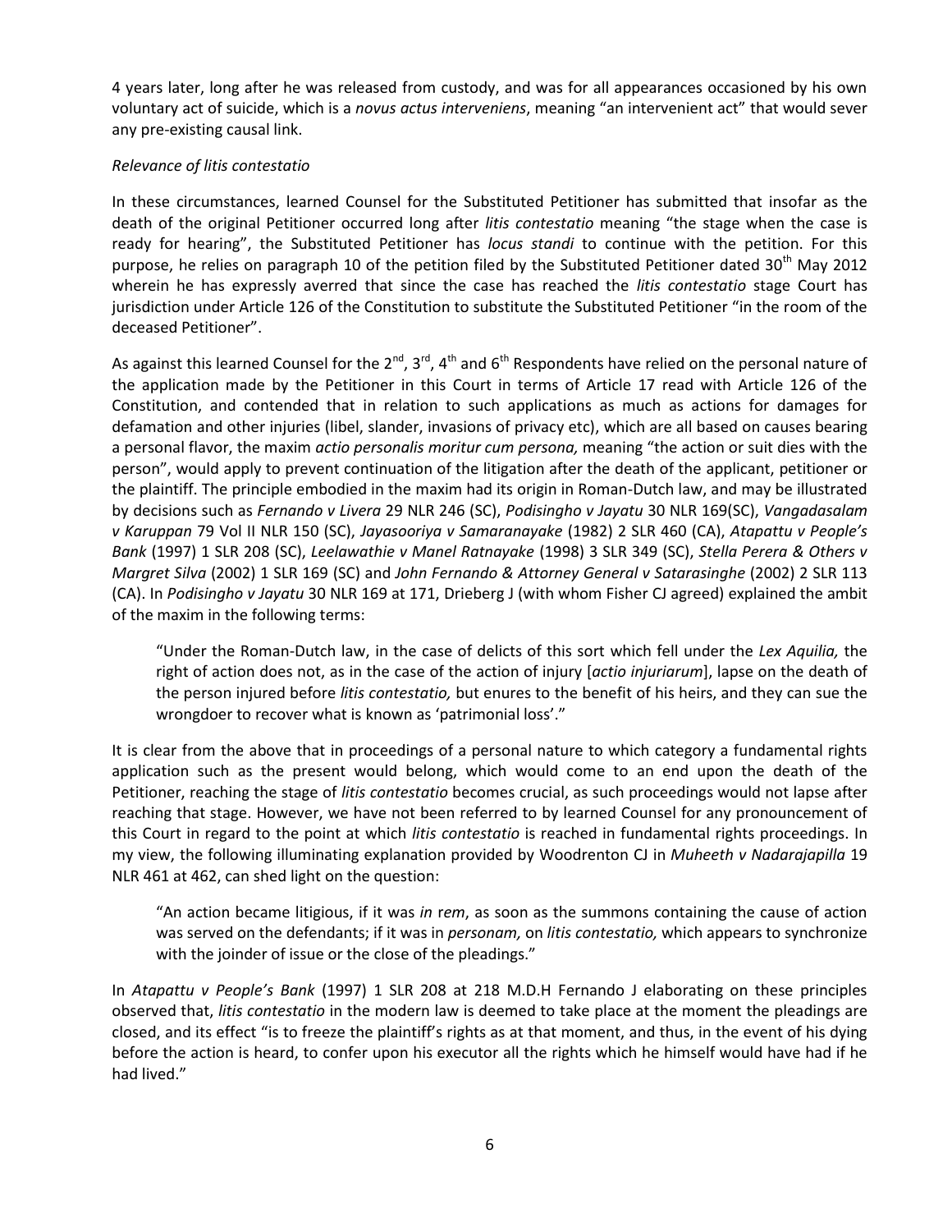4 years later, long after he was released from custody, and was for all appearances occasioned by his own voluntary act of suicide, which is a *novus actus interveniens*, meaning "an intervenient act" that would sever any pre-existing causal link.

*Relevance of litis contestatio*

In these circumstances, learned Counsel for the Substituted Petitioner has submitted that insofar as the death of the original Petitioner occurred long after *litis contestatio* meaning "the stage when the case is ready for hearing", the Substituted Petitioner has *locus standi* to continue with the petition. For this purpose, he relies on paragraph 10 of the petition filed by the Substituted Petitioner dated 30th May 2012 wherein he has expressly averred that since the case has reached the *litis contestatio* stage Court has jurisdiction under Article 126 of the Constitution to substitute the Substituted Petitioner "in the room of the deceased Petitioner".

As against this learned Counsel for the 2nd, 3rd, 4th and 6th Respondents have relied on the personal nature of the application made by the Petitioner in this Court in terms of Article 17 read with Article 126 of the Constitution, and contended that in relation to such applications as much as actions for damages for defamation and other injuries (libel, slander, invasions of privacy etc), which are all based on causes bearing a personal flavor, the maxim *actio personalis moritur cum persona,* meaning "the action or suit dies with the person", would apply to prevent continuation of the litigation after the death of the applicant, petitioner or the plaintiff. The principle embodied in the maxim had its origin in Roman-Dutch law, and may be illustrated by decisions such as *Fernando v Livera* 29 NLR 246 (SC), *Podisingho v Jayatu* 30 NLR 169(SC), *Vangadasalam v Karuppan* 79 Vol II NLR 150 (SC), *Jayasooriya v Samaranayake* (1982) 2 SLR 460 (CA), *Atapattu v People's Bank* (1997) 1 SLR 208 (SC), *Leelawathie v Manel Ratnayake* (1998) 3 SLR 349 (SC), *Stella Perera & Others v Margret Silva* (2002) 1 SLR 169 (SC) and *John Fernando & Attorney General v Satarasinghe* (2002) 2 SLR 113 (CA). In *Podisingho v Jayatu* 30 NLR 169 at 171, Drieberg J (with whom Fisher CJ agreed) explained the ambit of the maxim in the following terms:

> "Under the Roman-Dutch law, in the case of delicts of this sort which fell under the *Lex Aquilia,* the right of action does not, as in the case of the action of injury [*actio injuriarum*], lapse on the death of the person injured before *litis contestatio,* but enures to the benefit of his heirs, and they can sue the wrongdoer to recover what is known as 'patrimonial loss'."

It is clear from the above that in proceedings of a personal nature to which category a fundamental rights application such as the present would belong, which would come to an end upon the death of the Petitioner, reaching the stage of *litis contestatio* becomes crucial, as such proceedings would not lapse after reaching that stage. However, we have not been referred to by learned Counsel for any pronouncement of this Court in regard to the point at which *litis contestatio* is reached in fundamental rights proceedings. In my view, the following illuminating explanation provided by Woodrenton CJ in *Muheeth v Nadarajapilla* 19 NLR 461 at 462, can shed light on the question:

> "An action became litigious, if it was *in rem*, as soon as the summons containing the cause of action was served on the defendants; if it was in *personam,* on *litis contestatio,* which appears to synchronize with the joinder of issue or the close of the pleadings."

In *Atapattu v People's Bank* (1997) 1 SLR 208 at 218 M.D.H Fernando J elaborating on these principles observed that, *litis contestatio* in the modern law is deemed to take place at the moment the pleadings are closed, and its effect "is to freeze the plaintiff's rights as at that moment, and thus, in the event of his dying before the action is heard, to confer upon his executor all the rights which he himself would have had if he had lived."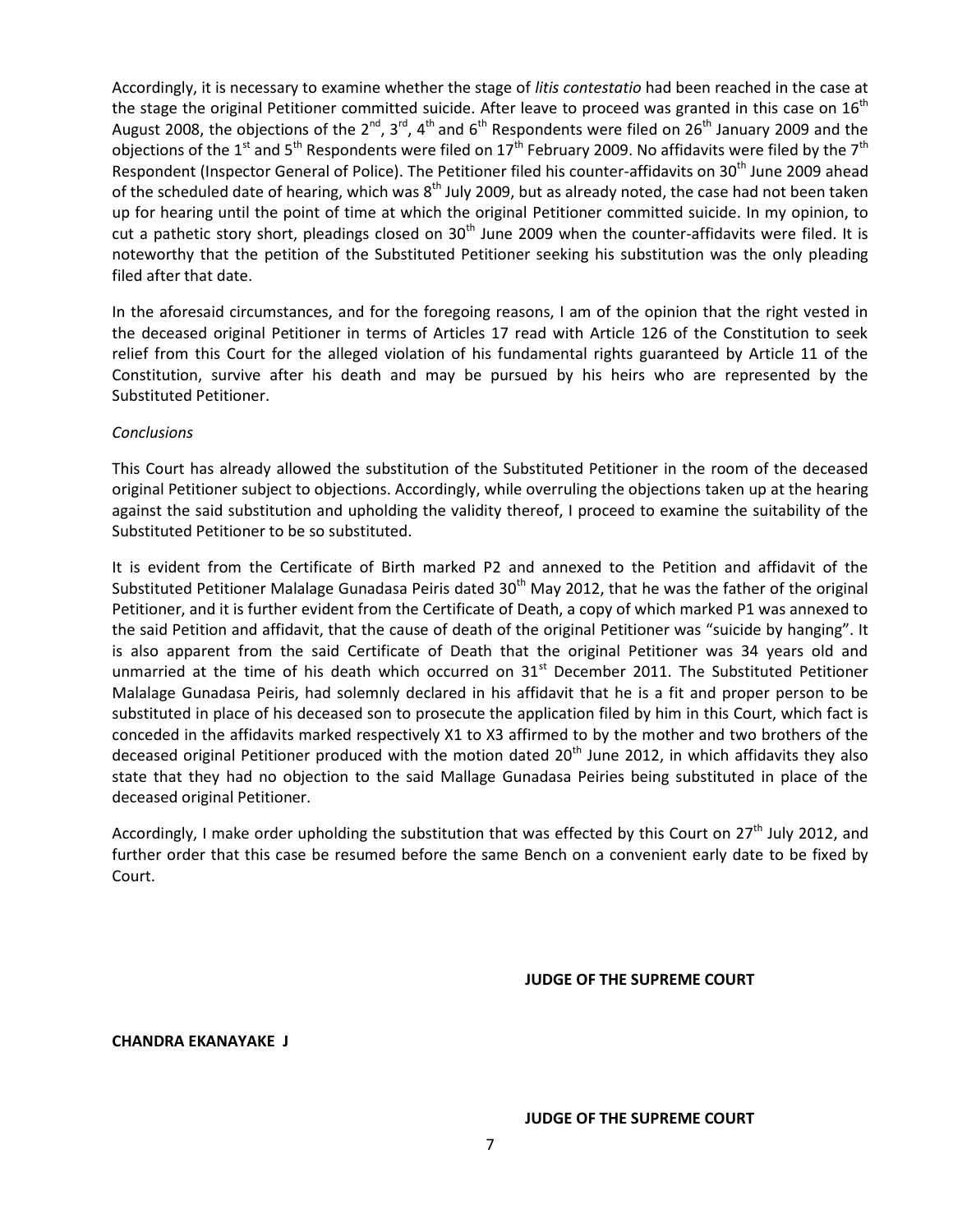Accordingly, it is necessary to examine whether the stage of *litis contestatio* had been reached in the case at the stage the original Petitioner committed suicide. After leave to proceed was granted in this case on 16th August 2008, the objections of the 2nd, 3rd, 4th and 6th Respondents were filed on 26th January 2009 and the objections of the 1st and 5th Respondents were filed on 17th February 2009. No affidavits were filed by the 7th Respondent (Inspector General of Police). The Petitioner filed his counter-affidavits on 30th June 2009 ahead of the scheduled date of hearing, which was 8th July 2009, but as already noted, the case had not been taken up for hearing until the point of time at which the original Petitioner committed suicide. In my opinion, to cut a pathetic story short, pleadings closed on 30th June 2009 when the counter-affidavits were filed. It is noteworthy that the petition of the Substituted Petitioner seeking his substitution was the only pleading filed after that date.

In the aforesaid circumstances, and for the foregoing reasons, I am of the opinion that the right vested in the deceased original Petitioner in terms of Articles 17 read with Article 126 of the Constitution to seek relief from this Court for the alleged violation of his fundamental rights guaranteed by Article 11 of the Constitution, survive after his death and may be pursued by his heirs who are represented by the Substituted Petitioner.

*Conclusions*

This Court has already allowed the substitution of the Substituted Petitioner in the room of the deceased original Petitioner subject to objections. Accordingly, while overruling the objections taken up at the hearing against the said substitution and upholding the validity thereof, I proceed to examine the suitability of the Substituted Petitioner to be so substituted.

It is evident from the Certificate of Birth marked P2 and annexed to the Petition and affidavit of the Substituted Petitioner Malalage Gunadasa Peiris dated 30th May 2012, that he was the father of the original Petitioner, and it is further evident from the Certificate of Death, a copy of which marked P1 was annexed to the said Petition and affidavit, that the cause of death of the original Petitioner was "suicide by hanging". It is also apparent from the said Certificate of Death that the original Petitioner was 34 years old and unmarried at the time of his death which occurred on 31st December 2011. The Substituted Petitioner Malalage Gunadasa Peiris, had solemnly declared in his affidavit that he is a fit and proper person to be substituted in place of his deceased son to prosecute the application filed by him in this Court, which fact is conceded in the affidavits marked respectively X1 to X3 affirmed to by the mother and two brothers of the deceased original Petitioner produced with the motion dated 20th June 2012, in which affidavits they also state that they had no objection to the said Mallage Gunadasa Peiries being substituted in place of the deceased original Petitioner.

Accordingly, I make order upholding the substitution that was effected by this Court on 27th July 2012, and further order that this case be resumed before the same Bench on a convenient early date to be fixed by Court.

**JUDGE OF THE SUPREME COURT**

**CHANDRA EKANAYAKE J**

**JUDGE OF THE SUPREME COURT**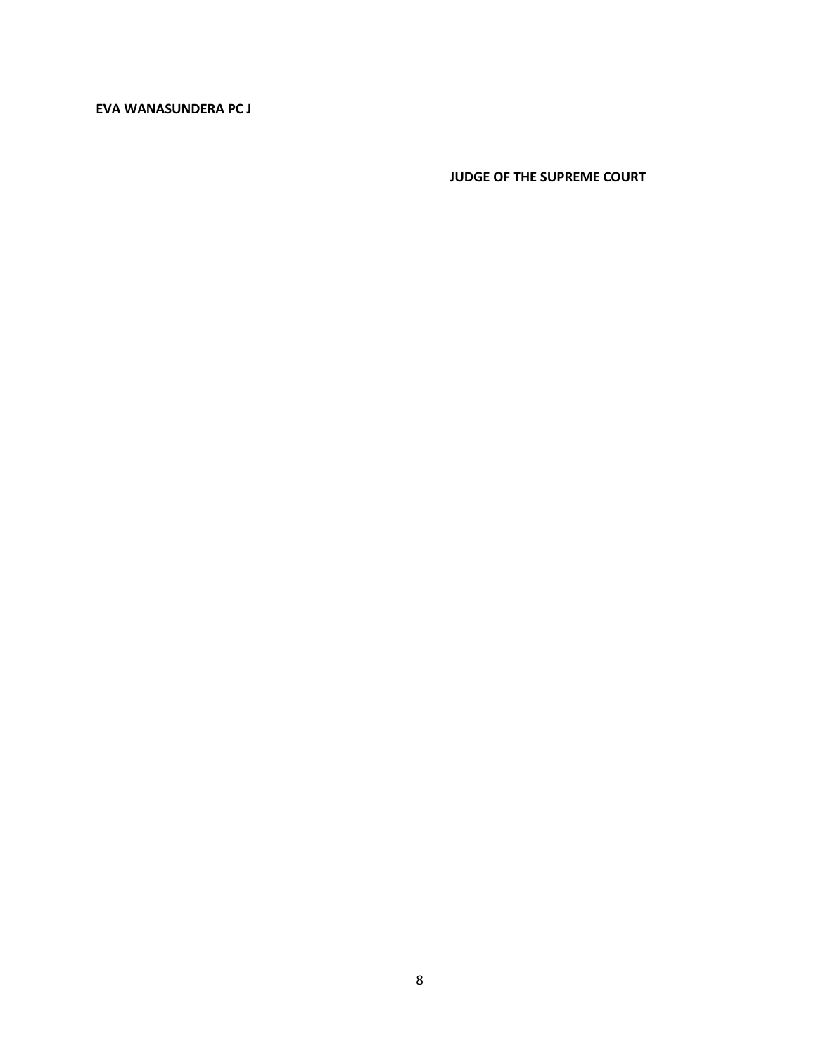**EVA WANASUNDERA PC J**

**JUDGE OF THE SUPREME COURT**